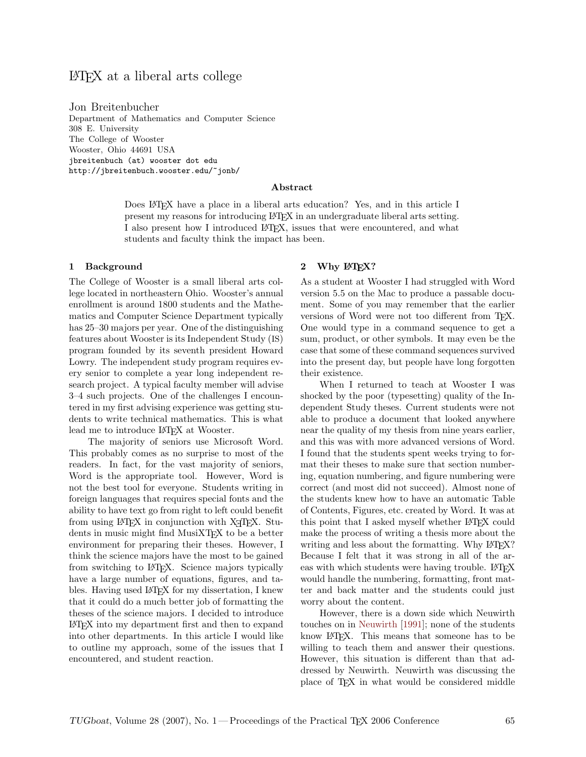# LaTeX at a liberal arts college

Jon Breitenbucher
Department of Mathematics and Computer Science
308 E. University
The College of Wooster
Wooster, Ohio 44691 USA
jbreitenbuch (at) wooster dot edu
http://jbreitenbuch.wooster.edu/~jonb/

### Abstract

Does LaTeX have a place in a liberal arts education? Yes, and in this article I present my reasons for introducing LaTeX in an undergraduate liberal arts setting. I also present how I introduced LaTeX, issues that were encountered, and what students and faculty think the impact has been.

## 1 Background

The College of Wooster is a small liberal arts college located in northeastern Ohio. Wooster's annual enrollment is around 1800 students and the Mathematics and Computer Science Department typically has 25–30 majors per year. One of the distinguishing features about Wooster is its Independent Study (IS) program founded by its seventh president Howard Lowry. The independent study program requires every senior to complete a year long independent research project. A typical faculty member will advise 3–4 such projects. One of the challenges I encountered in my first advising experience was getting students to write technical mathematics. This is what lead me to introduce LaTeX at Wooster.

The majority of seniors use Microsoft Word. This probably comes as no surprise to most of the readers. In fact, for the vast majority of seniors, Word is the appropriate tool. However, Word is not the best tool for everyone. Students writing in foreign languages that requires special fonts and the ability to have text go from right to left could benefit from using LaTeX in conjunction with XeTeX. Students in music might find MusiXTeX to be a better environment for preparing their theses. However, I think the science majors have the most to be gained from switching to LaTeX. Science majors typically have a large number of equations, figures, and tables. Having used LaTeX for my dissertation, I knew that it could do a much better job of formatting the theses of the science majors. I decided to introduce LaTeX into my department first and then to expand into other departments. In this article I would like to outline my approach, some of the issues that I encountered, and student reaction.

## 2 Why LaTeX?

As a student at Wooster I had struggled with Word version 5.5 on the Mac to produce a passable document. Some of you may remember that the earlier versions of Word were not too different from TeX. One would type in a command sequence to get a sum, product, or other symbols. It may even be the case that some of these command sequences survived into the present day, but people have long forgotten their existence.

When I returned to teach at Wooster I was shocked by the poor (typesetting) quality of the Independent Study theses. Current students were not able to produce a document that looked anywhere near the quality of my thesis from nine years earlier, and this was with more advanced versions of Word. I found that the students spent weeks trying to format their theses to make sure that section numbering, equation numbering, and figure numbering were correct (and most did not succeed). Almost none of the students knew how to have an automatic Table of Contents, Figures, etc. created by Word. It was at this point that I asked myself whether LaTeX could make the process of writing a thesis more about the writing and less about the formatting. Why LaTeX? Because I felt that it was strong in all of the areas with which students were having trouble. LaTeX would handle the numbering, formatting, front matter and back matter and the students could just worry about the content.

However, there is a down side which Neuwirth touches on in Neuwirth [1991]; none of the students know LaTeX. This means that someone has to be willing to teach them and answer their questions. However, this situation is different than that addressed by Neuwirth. Neuwirth was discussing the place of TeX in what would be considered middle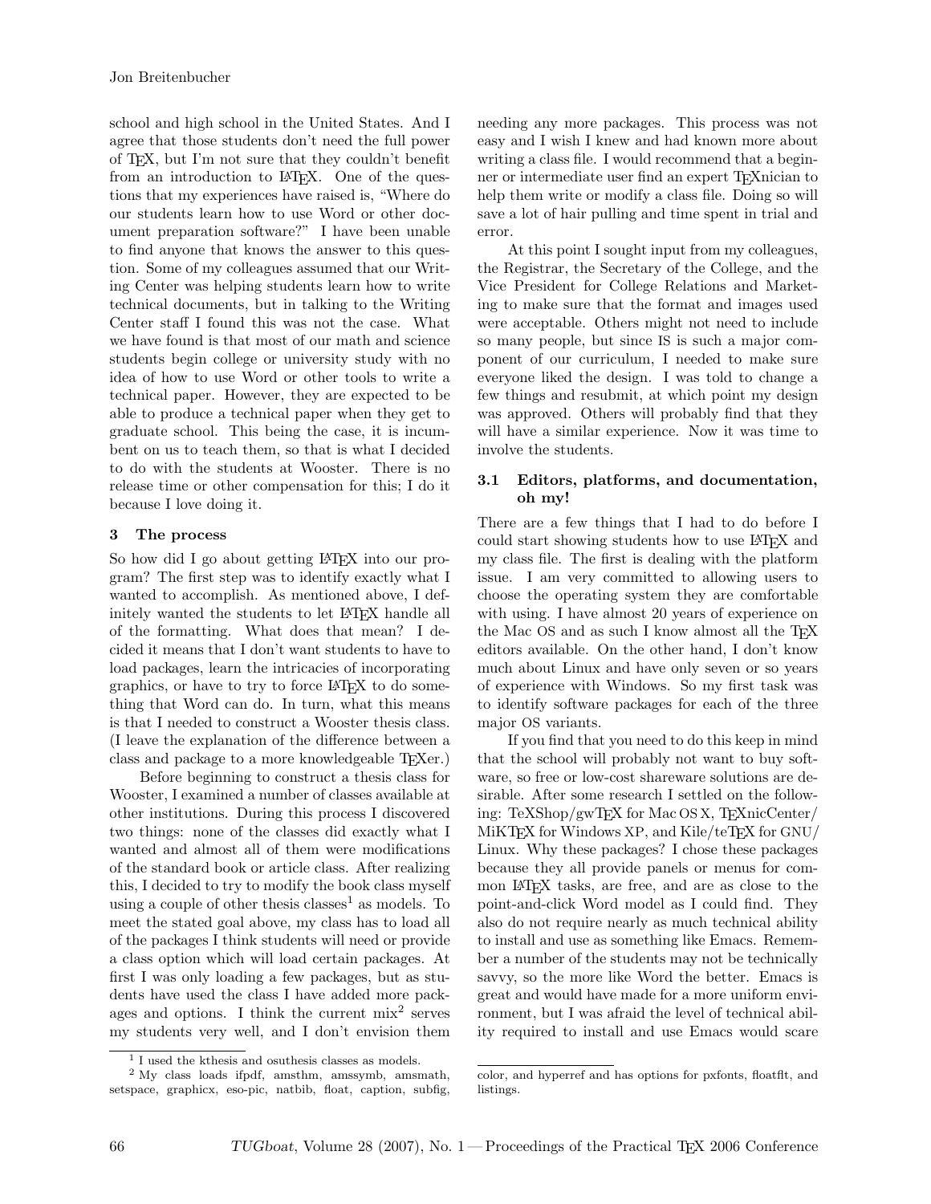school and high school in the United States. And I agree that those students don't need the full power of TeX, but I'm not sure that they couldn't benefit from an introduction to LaTeX. One of the questions that my experiences have raised is, "Where do our students learn how to use Word or other document preparation software?" I have been unable to find anyone that knows the answer to this question. Some of my colleagues assumed that our Writing Center was helping students learn how to write technical documents, but in talking to the Writing Center staff I found this was not the case. What we have found is that most of our math and science students begin college or university study with no idea of how to use Word or other tools to write a technical paper. However, they are expected to be able to produce a technical paper when they get to graduate school. This being the case, it is incumbent on us to teach them, so that is what I decided to do with the students at Wooster. There is no release time or other compensation for this; I do it because I love doing it.

### 3 The process

So how did I go about getting LaTeX into our program? The first step was to identify exactly what I wanted to accomplish. As mentioned above, I definitely wanted the students to let LaTeX handle all of the formatting. What does that mean? I decided it means that I don't want students to have to load packages, learn the intricacies of incorporating graphics, or have to try to force LaTeX to do something that Word can do. In turn, what this means is that I needed to construct a Wooster thesis class. (I leave the explanation of the difference between a class and package to a more knowledgeable TeXer.)

Before beginning to construct a thesis class for Wooster, I examined a number of classes available at other institutions. During this process I discovered two things: none of the classes did exactly what I wanted and almost all of them were modifications of the standard book or article class. After realizing this, I decided to try to modify the book class myself using a couple of other thesis classes[1] as models. To meet the stated goal above, my class has to load all of the packages I think students will need or provide a class option which will load certain packages. At first I was only loading a few packages, but as students have used the class I have added more packages and options. I think the current mix[2] serves my students very well, and I don't envision them needing any more packages. This process was not easy and I wish I knew and had known more about writing a class file. I would recommend that a beginner or intermediate user find an expert TeXnician to help them write or modify a class file. Doing so will save a lot of hair pulling and time spent in trial and error.

At this point I sought input from my colleagues, the Registrar, the Secretary of the College, and the Vice President for College Relations and Marketing to make sure that the format and images used were acceptable. Others might not need to include so many people, but since IS is such a major component of our curriculum, I needed to make sure everyone liked the design. I was told to change a few things and resubmit, at which point my design was approved. Others will probably find that they will have a similar experience. Now it was time to involve the students.

#### 3.1 Editors, platforms, and documentation, oh my!

There are a few things that I had to do before I could start showing students how to use LaTeX and my class file. The first is dealing with the platform issue. I am very committed to allowing users to choose the operating system they are comfortable with using. I have almost 20 years of experience on the Mac OS and as such I know almost all the TeX editors available. On the other hand, I don't know much about Linux and have only seven or so years of experience with Windows. So my first task was to identify software packages for each of the three major OS variants.

If you find that you need to do this keep in mind that the school will probably not want to buy software, so free or low-cost shareware solutions are desirable. After some research I settled on the following: TeXShop/gwTeX for Mac OS X, TeXnicCenter/MiKTeX for Windows XP, and Kile/teTeX for GNU/Linux. Why these packages? I chose these packages because they all provide panels or menus for common LaTeX tasks, are free, and are as close to the point-and-click Word model as I could find. They also do not require nearly as much technical ability to install and use as something like Emacs. Remember a number of the students may not be technically savvy, so the more like Word the better. Emacs is great and would have made for a more uniform environment, but I was afraid the level of technical ability required to install and use Emacs would scare

---

[1] I used the kthesis and osuthesis classes as models.

[2] My class loads ifpdf, amsthm, amssymb, amsmath, setspace, graphicx, eso-pic, natbib, float, caption, subfig, color, and hyperref and has options for pxfonts, floatflt, and listings.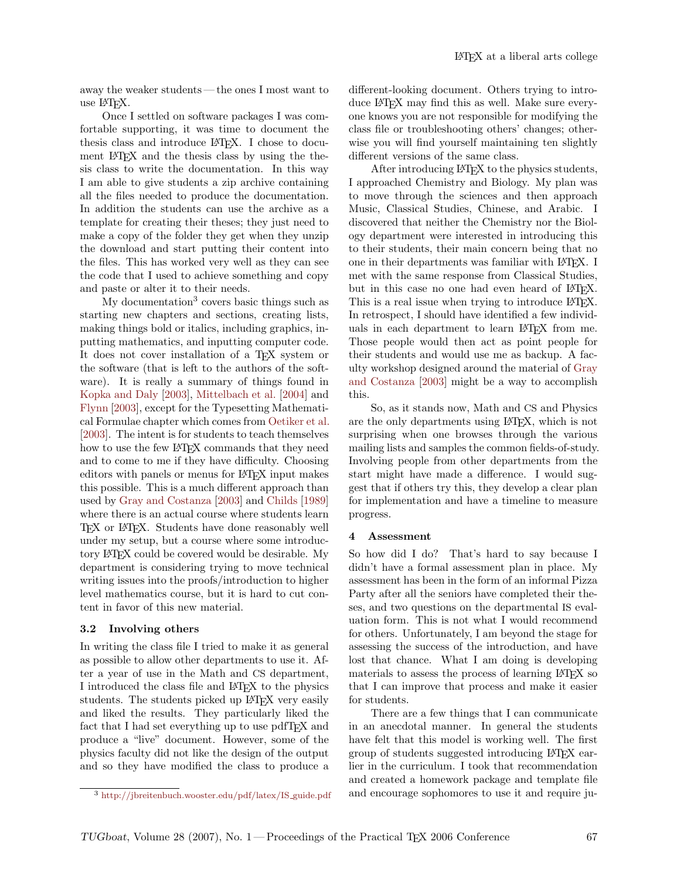away the weaker students — the ones I most want to use LaTeX.

Once I settled on software packages I was comfortable supporting, it was time to document the thesis class and introduce LaTeX. I chose to document LaTeX and the thesis class by using the thesis class to write the documentation. In this way I am able to give students a zip archive containing all the files needed to produce the documentation. In addition the students can use the archive as a template for creating their theses; they just need to make a copy of the folder they get when they unzip the download and start putting their content into the files. This has worked very well as they can see the code that I used to achieve something and copy and paste or alter it to their needs.

My documentation[3] covers basic things such as starting new chapters and sections, creating lists, making things bold or italics, including graphics, inputting mathematics, and inputting computer code. It does not cover installation of a TeX system or the software (that is left to the authors of the software). It is really a summary of things found in Kopka and Daly [2003], Mittelbach et al. [2004] and Flynn [2003], except for the Typesetting Mathematical Formulae chapter which comes from Oetiker et al. [2003]. The intent is for students to teach themselves how to use the few LaTeX commands that they need and to come to me if they have difficulty. Choosing editors with panels or menus for LaTeX input makes this possible. This is a much different approach than used by Gray and Costanza [2003] and Childs [1989] where there is an actual course where students learn TeX or LaTeX. Students have done reasonably well under my setup, but a course where some introductory LaTeX could be covered would be desirable. My department is considering trying to move technical writing issues into the proofs/introduction to higher level mathematics course, but it is hard to cut content in favor of this new material.

### 3.2 Involving others

In writing the class file I tried to make it as general as possible to allow other departments to use it. After a year of use in the Math and CS department, I introduced the class file and LaTeX to the physics students. The students picked up LaTeX very easily and liked the results. They particularly liked the fact that I had set everything up to use pdfTeX and produce a "live" document. However, some of the physics faculty did not like the design of the output and so they have modified the class to produce a different-looking document. Others trying to introduce LaTeX may find this as well. Make sure everyone knows you are not responsible for modifying the class file or troubleshooting others' changes; otherwise you will find yourself maintaining ten slightly different versions of the same class.

After introducing LaTeX to the physics students, I approached Chemistry and Biology. My plan was to move through the sciences and then approach Music, Classical Studies, Chinese, and Arabic. I discovered that neither the Chemistry nor the Biology department were interested in introducing this to their students, their main concern being that no one in their departments was familiar with LaTeX. I met with the same response from Classical Studies, but in this case no one had even heard of LaTeX. This is a real issue when trying to introduce LaTeX. In retrospect, I should have identified a few individuals in each department to learn LaTeX from me. Those people would then act as point people for their students and would use me as backup. A faculty workshop designed around the material of Gray and Costanza [2003] might be a way to accomplish this.

So, as it stands now, Math and CS and Physics are the only departments using LaTeX, which is not surprising when one browses through the various mailing lists and samples the common fields-of-study. Involving people from other departments from the start might have made a difference. I would suggest that if others try this, they develop a clear plan for implementation and have a timeline to measure progress.

## 4 Assessment

So how did I do? That's hard to say because I didn't have a formal assessment plan in place. My assessment has been in the form of an informal Pizza Party after all the seniors have completed their theses, and two questions on the departmental IS evaluation form. This is not what I would recommend for others. Unfortunately, I am beyond the stage for assessing the success of the introduction, and have lost that chance. What I am doing is developing materials to assess the process of learning LaTeX so that I can improve that process and make it easier for students.

There are a few things that I can communicate in an anecdotal manner. In general the students have felt that this model is working well. The first group of students suggested introducing LaTeX earlier in the curriculum. I took that recommendation and created a homework package and template file and encourage sophomores to use it and require ju-

[3] http://jbreitenbuch.wooster.edu/pdf/latex/IS_guide.pdf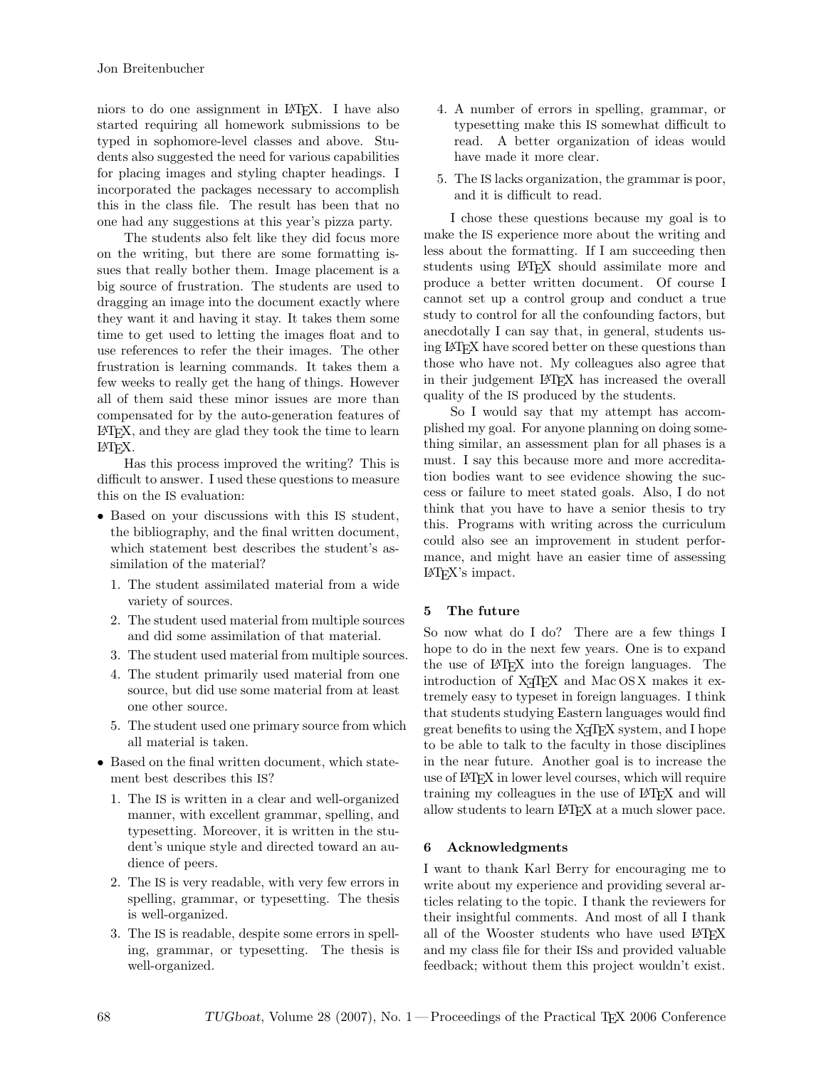niors to do one assignment in LaTeX. I have also started requiring all homework submissions to be typed in sophomore-level classes and above. Students also suggested the need for various capabilities for placing images and styling chapter headings. I incorporated the packages necessary to accomplish this in the class file. The result has been that no one had any suggestions at this year's pizza party.

The students also felt like they did focus more on the writing, but there are some formatting issues that really bother them. Image placement is a big source of frustration. The students are used to dragging an image into the document exactly where they want it and having it stay. It takes them some time to get used to letting the images float and to use references to refer the their images. The other frustration is learning commands. It takes them a few weeks to really get the hang of things. However all of them said these minor issues are more than compensated for by the auto-generation features of LaTeX, and they are glad they took the time to learn LaTeX.

Has this process improved the writing? This is difficult to answer. I used these questions to measure this on the IS evaluation:

- Based on your discussions with this IS student, the bibliography, and the final written document, which statement best describes the student's assimilation of the material?
  1. The student assimilated material from a wide variety of sources.
  2. The student used material from multiple sources and did some assimilation of that material.
  3. The student used material from multiple sources.
  4. The student primarily used material from one source, but did use some material from at least one other source.
  5. The student used one primary source from which all material is taken.
- Based on the final written document, which statement best describes this IS?
  1. The IS is written in a clear and well-organized manner, with excellent grammar, spelling, and typesetting. Moreover, it is written in the student's unique style and directed toward an audience of peers.
  2. The IS is very readable, with very few errors in spelling, grammar, or typesetting. The thesis is well-organized.
  3. The IS is readable, despite some errors in spelling, grammar, or typesetting. The thesis is well-organized.
  4. A number of errors in spelling, grammar, or typesetting make this IS somewhat difficult to read. A better organization of ideas would have made it more clear.
  5. The IS lacks organization, the grammar is poor, and it is difficult to read.

I chose these questions because my goal is to make the IS experience more about the writing and less about the formatting. If I am succeeding then students using LaTeX should assimilate more and produce a better written document. Of course I cannot set up a control group and conduct a true study to control for all the confounding factors, but anecdotally I can say that, in general, students using LaTeX have scored better on these questions than those who have not. My colleagues also agree that in their judgement LaTeX has increased the overall quality of the IS produced by the students.

So I would say that my attempt has accomplished my goal. For anyone planning on doing something similar, an assessment plan for all phases is a must. I say this because more and more accreditation bodies want to see evidence showing the success or failure to meet stated goals. Also, I do not think that you have to have a senior thesis to try this. Programs with writing across the curriculum could also see an improvement in student performance, and might have an easier time of assessing LaTeX's impact.

## 5 The future

So now what do I do? There are a few things I hope to do in the next few years. One is to expand the use of LaTeX into the foreign languages. The introduction of XeTeX and Mac OS X makes it extremely easy to typeset in foreign languages. I think that students studying Eastern languages would find great benefits to using the XeTeX system, and I hope to be able to talk to the faculty in those disciplines in the near future. Another goal is to increase the use of LaTeX in lower level courses, which will require training my colleagues in the use of LaTeX and will allow students to learn LaTeX at a much slower pace.

## 6 Acknowledgments

I want to thank Karl Berry for encouraging me to write about my experience and providing several articles relating to the topic. I thank the reviewers for their insightful comments. And most of all I thank all of the Wooster students who have used LaTeX and my class file for their ISs and provided valuable feedback; without them this project wouldn't exist.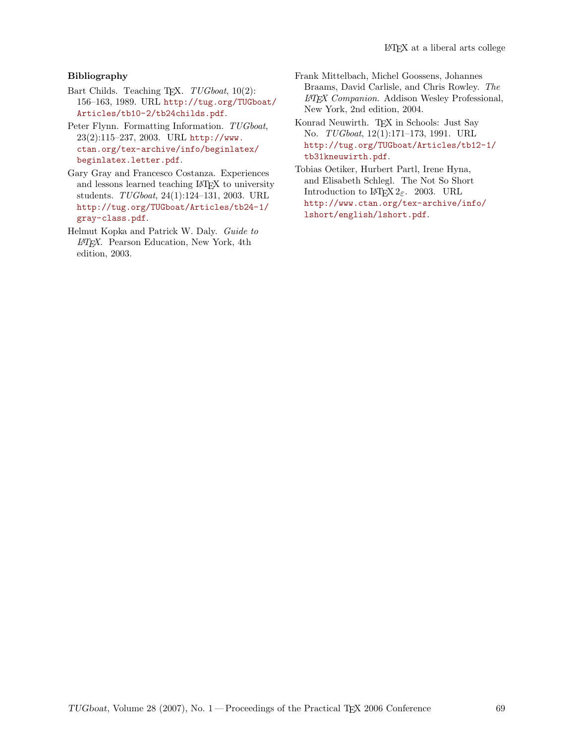### Bibliography

Bart Childs. Teaching TeX. *TUGboat*, 10(2): 156–163, 1989. URL http://tug.org/TUGboat/Articles/tb10-2/tb24childs.pdf.

Peter Flynn. Formatting Information. *TUGboat*, 23(2):115–237, 2003. URL http://www.ctan.org/tex-archive/info/beginlatex/beginlatex.letter.pdf.

Gary Gray and Francesco Costanza. Experiences and lessons learned teaching LaTeX to university students. *TUGboat*, 24(1):124–131, 2003. URL http://tug.org/TUGboat/Articles/tb24-1/gray-class.pdf.

Helmut Kopka and Patrick W. Daly. *Guide to LaTeX*. Pearson Education, New York, 4th edition, 2003.

Frank Mittelbach, Michel Goossens, Johannes Braams, David Carlisle, and Chris Rowley. *The LaTeX Companion*. Addison Wesley Professional, New York, 2nd edition, 2004.

Konrad Neuwirth. TeX in Schools: Just Say No. *TUGboat*, 12(1):171–173, 1991. URL http://tug.org/TUGboat/Articles/tb12-1/tb31kneuwirth.pdf.

Tobias Oetiker, Hurbert Partl, Irene Hyna, and Elisabeth Schlegl. The Not So Short Introduction to LaTeX $2_\varepsilon$. 2003. URL http://www.ctan.org/tex-archive/info/lshort/english/lshort.pdf.